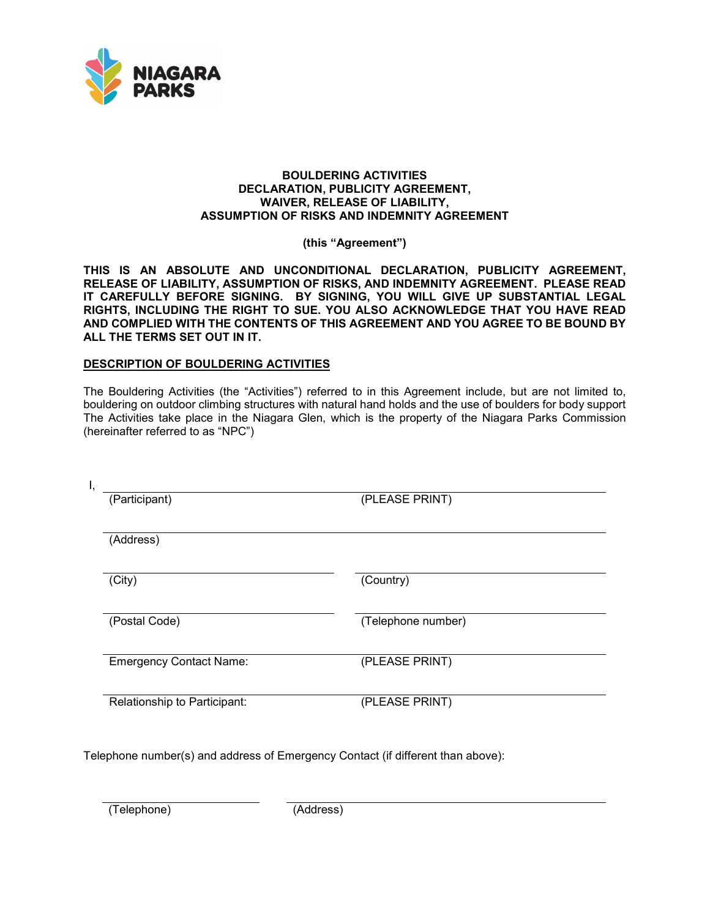NIAGARA PARKS

# BOULDERING ACTIVITIES
# DECLARATION, PUBLICITY AGREEMENT,
# WAIVER, RELEASE OF LIABILITY,
# ASSUMPTION OF RISKS AND INDEMNITY AGREEMENT

**(this "Agreement")**

**THIS IS AN ABSOLUTE AND UNCONDITIONAL DECLARATION, PUBLICITY AGREEMENT, RELEASE OF LIABILITY, ASSUMPTION OF RISKS, AND INDEMNITY AGREEMENT. PLEASE READ IT CAREFULLY BEFORE SIGNING. BY SIGNING, YOU WILL GIVE UP SUBSTANTIAL LEGAL RIGHTS, INCLUDING THE RIGHT TO SUE. YOU ALSO ACKNOWLEDGE THAT YOU HAVE READ AND COMPLIED WITH THE CONTENTS OF THIS AGREEMENT AND YOU AGREE TO BE BOUND BY ALL THE TERMS SET OUT IN IT.**

**<u>DESCRIPTION OF BOULDERING ACTIVITIES</u>**

The Bouldering Activities (the "Activities") referred to in this Agreement include, but are not limited to, bouldering on outdoor climbing structures with natural hand holds and the use of boulders for body support The Activities take place in the Niagara Glen, which is the property of the Niagara Parks Commission (hereinafter referred to as "NPC")

I, ______________________________________________

(Participant) (PLEASE PRINT)

______________________________________________

(Address)

______________________ ______________________

(City) (Country)

______________________ ______________________

(Postal Code) (Telephone number)

______________________________________________

Emergency Contact Name: (PLEASE PRINT)

______________________________________________

Relationship to Participant: (PLEASE PRINT)

Telephone number(s) and address of Emergency Contact (if different than above):

______________________ ______________________

(Telephone) (Address)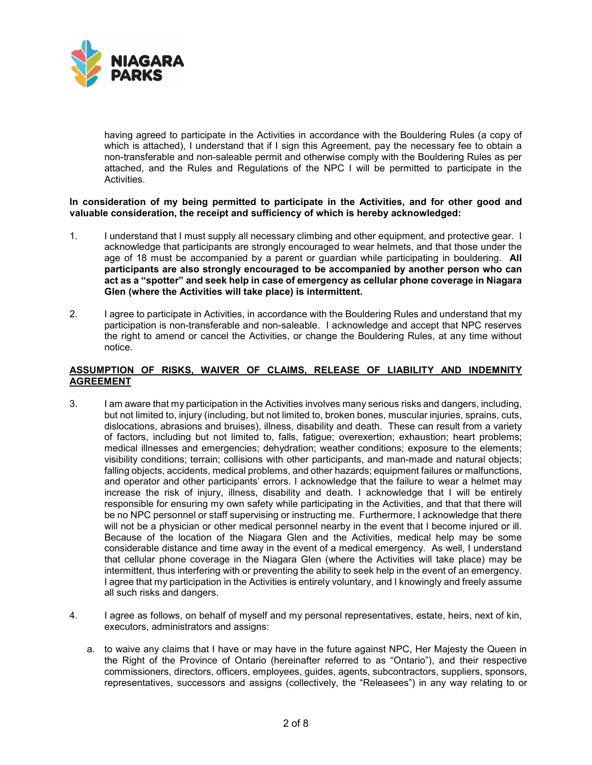having agreed to participate in the Activities in accordance with the Bouldering Rules (a copy of which is attached), I understand that if I sign this Agreement, pay the necessary fee to obtain a non-transferable and non-saleable permit and otherwise comply with the Bouldering Rules as per attached, and the Rules and Regulations of the NPC I will be permitted to participate in the Activities.

**In consideration of my being permitted to participate in the Activities, and for other good and valuable consideration, the receipt and sufficiency of which is hereby acknowledged:**

1. I understand that I must supply all necessary climbing and other equipment, and protective gear. I acknowledge that participants are strongly encouraged to wear helmets, and that those under the age of 18 must be accompanied by a parent or guardian while participating in bouldering. **All participants are also strongly encouraged to be accompanied by another person who can act as a "spotter" and seek help in case of emergency as cellular phone coverage in Niagara Glen (where the Activities will take place) is intermittent.**

2. I agree to participate in Activities, in accordance with the Bouldering Rules and understand that my participation is non-transferable and non-saleable. I acknowledge and accept that NPC reserves the right to amend or cancel the Activities, or change the Bouldering Rules, at any time without notice.

**ASSUMPTION OF RISKS, WAIVER OF CLAIMS, RELEASE OF LIABILITY AND INDEMNITY AGREEMENT**

3. I am aware that my participation in the Activities involves many serious risks and dangers, including, but not limited to, injury (including, but not limited to, broken bones, muscular injuries, sprains, cuts, dislocations, abrasions and bruises), illness, disability and death. These can result from a variety of factors, including but not limited to, falls, fatigue; overexertion; exhaustion; heart problems; medical illnesses and emergencies; dehydration; weather conditions; exposure to the elements; visibility conditions; terrain; collisions with other participants, and man-made and natural objects; falling objects, accidents, medical problems, and other hazards; equipment failures or malfunctions, and operator and other participants' errors. I acknowledge that the failure to wear a helmet may increase the risk of injury, illness, disability and death. I acknowledge that I will be entirely responsible for ensuring my own safety while participating in the Activities, and that that there will be no NPC personnel or staff supervising or instructing me. Furthermore, I acknowledge that there will not be a physician or other medical personnel nearby in the event that I become injured or ill. Because of the location of the Niagara Glen and the Activities, medical help may be some considerable distance and time away in the event of a medical emergency. As well, I understand that cellular phone coverage in the Niagara Glen (where the Activities will take place) may be intermittent, thus interfering with or preventing the ability to seek help in the event of an emergency. I agree that my participation in the Activities is entirely voluntary, and I knowingly and freely assume all such risks and dangers.

4. I agree as follows, on behalf of myself and my personal representatives, estate, heirs, next of kin, executors, administrators and assigns:

   a. to waive any claims that I have or may have in the future against NPC, Her Majesty the Queen in the Right of the Province of Ontario (hereinafter referred to as "Ontario"), and their respective commissioners, directors, officers, employees, guides, agents, subcontractors, suppliers, sponsors, representatives, successors and assigns (collectively, the "Releasees") in any way relating to or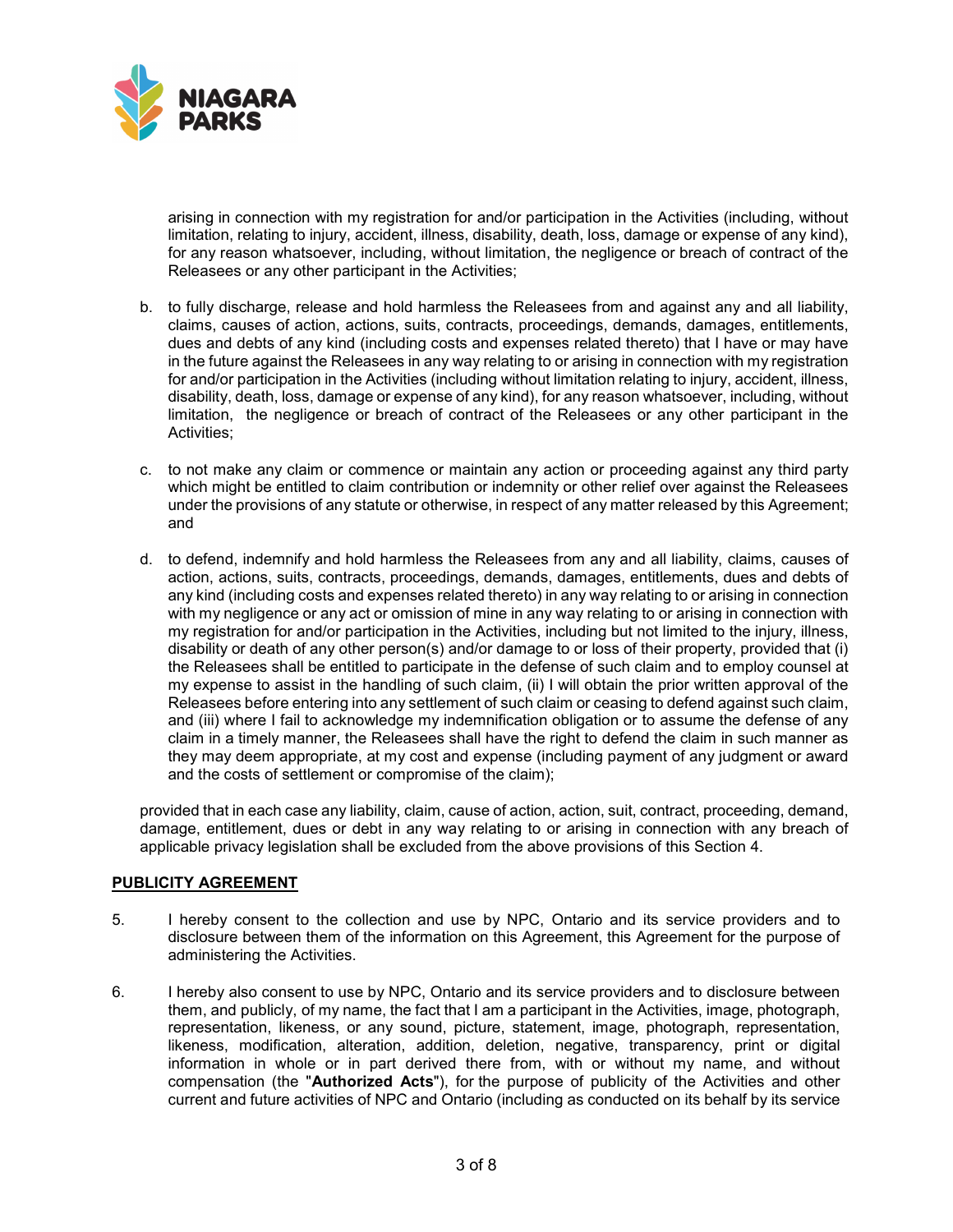arising in connection with my registration for and/or participation in the Activities (including, without limitation, relating to injury, accident, illness, disability, death, loss, damage or expense of any kind), for any reason whatsoever, including, without limitation, the negligence or breach of contract of the Releasees or any other participant in the Activities;

b. to fully discharge, release and hold harmless the Releasees from and against any and all liability, claims, causes of action, actions, suits, contracts, proceedings, demands, damages, entitlements, dues and debts of any kind (including costs and expenses related thereto) that I have or may have in the future against the Releasees in any way relating to or arising in connection with my registration for and/or participation in the Activities (including without limitation relating to injury, accident, illness, disability, death, loss, damage or expense of any kind), for any reason whatsoever, including, without limitation, the negligence or breach of contract of the Releasees or any other participant in the Activities;

c. to not make any claim or commence or maintain any action or proceeding against any third party which might be entitled to claim contribution or indemnity or other relief over against the Releasees under the provisions of any statute or otherwise, in respect of any matter released by this Agreement; and

d. to defend, indemnify and hold harmless the Releasees from any and all liability, claims, causes of action, actions, suits, contracts, proceedings, demands, damages, entitlements, dues and debts of any kind (including costs and expenses related thereto) in any way relating to or arising in connection with my negligence or any act or omission of mine in any way relating to or arising in connection with my registration for and/or participation in the Activities, including but not limited to the injury, illness, disability or death of any other person(s) and/or damage to or loss of their property, provided that (i) the Releasees shall be entitled to participate in the defense of such claim and to employ counsel at my expense to assist in the handling of such claim, (ii) I will obtain the prior written approval of the Releasees before entering into any settlement of such claim or ceasing to defend against such claim, and (iii) where I fail to acknowledge my indemnification obligation or to assume the defense of any claim in a timely manner, the Releasees shall have the right to defend the claim in such manner as they may deem appropriate, at my cost and expense (including payment of any judgment or award and the costs of settlement or compromise of the claim);

provided that in each case any liability, claim, cause of action, action, suit, contract, proceeding, demand, damage, entitlement, dues or debt in any way relating to or arising in connection with any breach of applicable privacy legislation shall be excluded from the above provisions of this Section 4.

**PUBLICITY AGREEMENT**

5. I hereby consent to the collection and use by NPC, Ontario and its service providers and to disclosure between them of the information on this Agreement, this Agreement for the purpose of administering the Activities.

6. I hereby also consent to use by NPC, Ontario and its service providers and to disclosure between them, and publicly, of my name, the fact that I am a participant in the Activities, image, photograph, representation, likeness, or any sound, picture, statement, image, photograph, representation, likeness, modification, alteration, addition, deletion, negative, transparency, print or digital information in whole or in part derived there from, with or without my name, and without compensation (the "**Authorized Acts**"), for the purpose of publicity of the Activities and other current and future activities of NPC and Ontario (including as conducted on its behalf by its service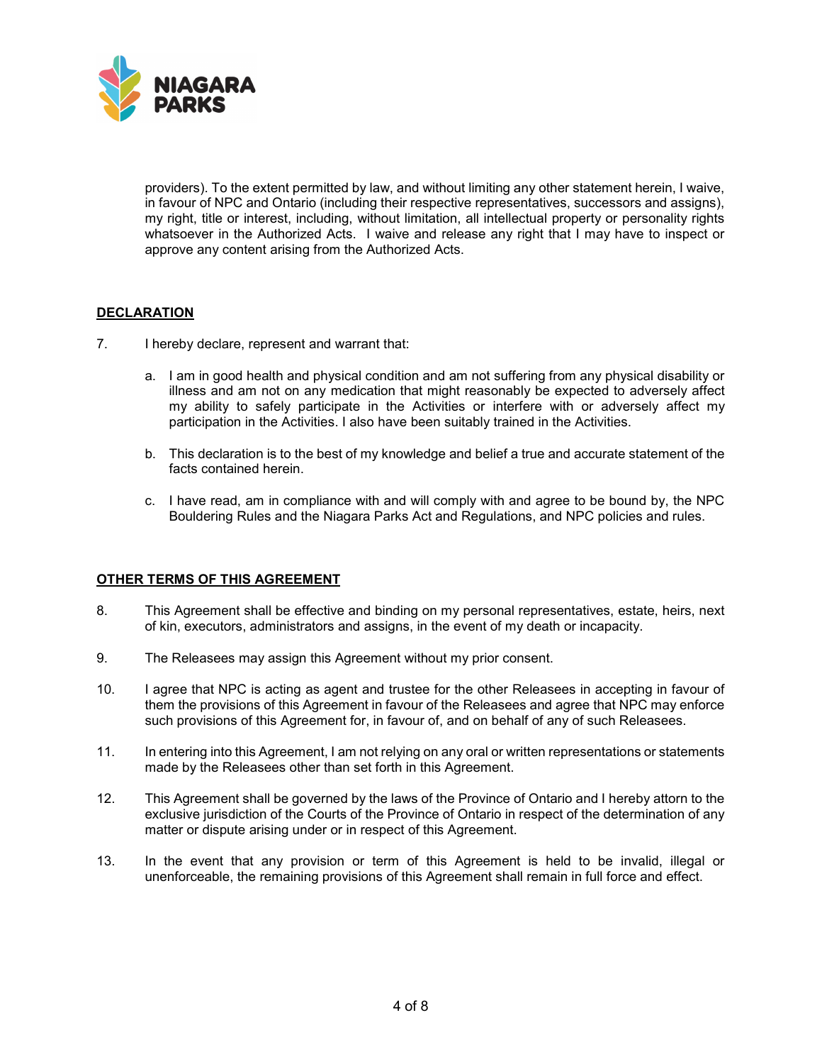providers). To the extent permitted by law, and without limiting any other statement herein, I waive, in favour of NPC and Ontario (including their respective representatives, successors and assigns), my right, title or interest, including, without limitation, all intellectual property or personality rights whatsoever in the Authorized Acts. I waive and release any right that I may have to inspect or approve any content arising from the Authorized Acts.

**DECLARATION**

7. I hereby declare, represent and warrant that:

   a. I am in good health and physical condition and am not suffering from any physical disability or illness and am not on any medication that might reasonably be expected to adversely affect my ability to safely participate in the Activities or interfere with or adversely affect my participation in the Activities. I also have been suitably trained in the Activities.

   b. This declaration is to the best of my knowledge and belief a true and accurate statement of the facts contained herein.

   c. I have read, am in compliance with and will comply with and agree to be bound by, the NPC Bouldering Rules and the Niagara Parks Act and Regulations, and NPC policies and rules.

**OTHER TERMS OF THIS AGREEMENT**

8. This Agreement shall be effective and binding on my personal representatives, estate, heirs, next of kin, executors, administrators and assigns, in the event of my death or incapacity.

9. The Releasees may assign this Agreement without my prior consent.

10. I agree that NPC is acting as agent and trustee for the other Releasees in accepting in favour of them the provisions of this Agreement in favour of the Releasees and agree that NPC may enforce such provisions of this Agreement for, in favour of, and on behalf of any of such Releasees.

11. In entering into this Agreement, I am not relying on any oral or written representations or statements made by the Releasees other than set forth in this Agreement.

12. This Agreement shall be governed by the laws of the Province of Ontario and I hereby attorn to the exclusive jurisdiction of the Courts of the Province of Ontario in respect of the determination of any matter or dispute arising under or in respect of this Agreement.

13. In the event that any provision or term of this Agreement is held to be invalid, illegal or unenforceable, the remaining provisions of this Agreement shall remain in full force and effect.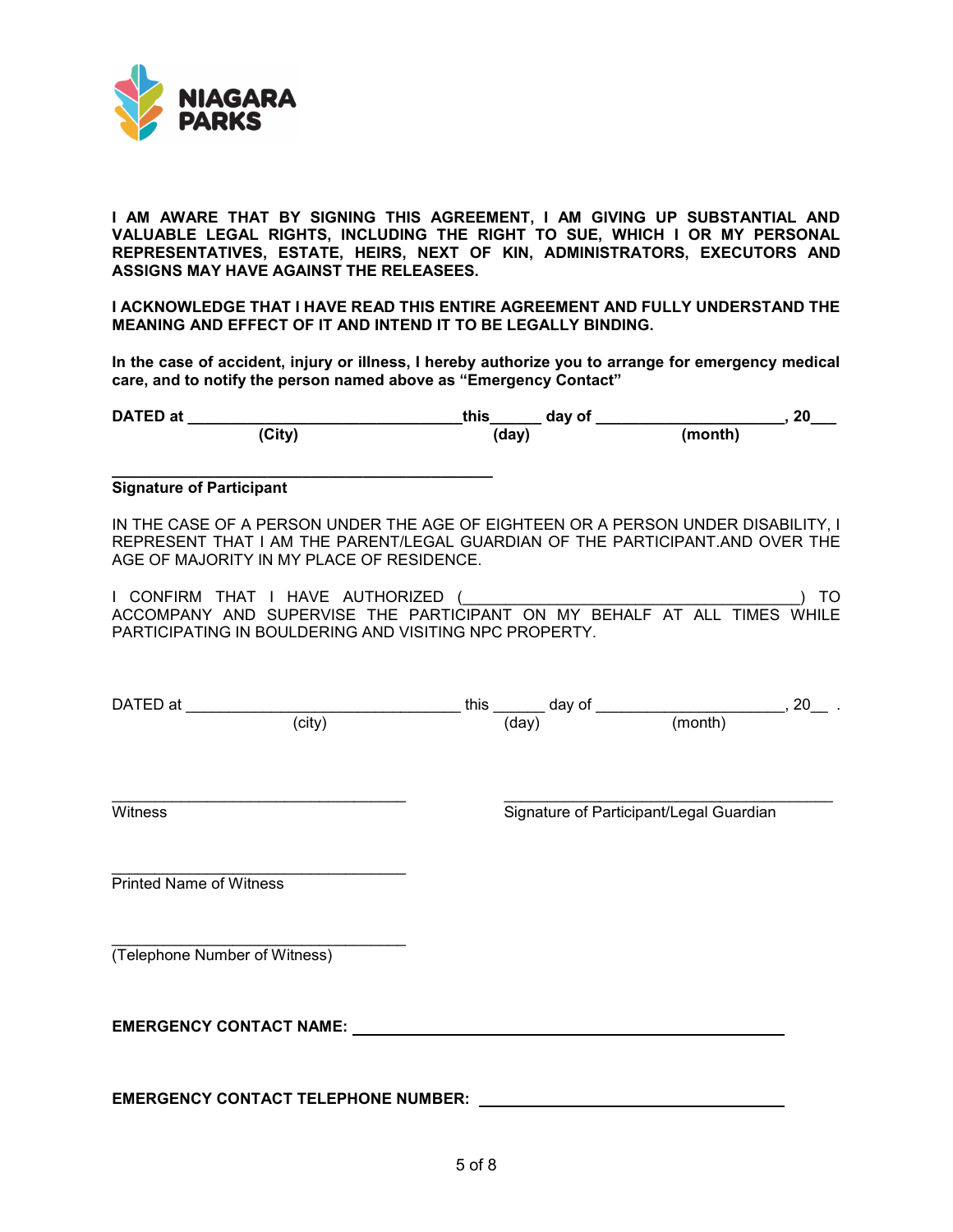**I AM AWARE THAT BY SIGNING THIS AGREEMENT, I AM GIVING UP SUBSTANTIAL AND VALUABLE LEGAL RIGHTS, INCLUDING THE RIGHT TO SUE, WHICH I OR MY PERSONAL REPRESENTATIVES, ESTATE, HEIRS, NEXT OF KIN, ADMINISTRATORS, EXECUTORS AND ASSIGNS MAY HAVE AGAINST THE RELEASEES.**

**I ACKNOWLEDGE THAT I HAVE READ THIS ENTIRE AGREEMENT AND FULLY UNDERSTAND THE MEANING AND EFFECT OF IT AND INTEND IT TO BE LEGALLY BINDING.**

**In the case of accident, injury or illness, I hereby authorize you to arrange for emergency medical care, and to notify the person named above as "Emergency Contact"**

**DATED at ________________________________ this______ day of ______________________, 20___**
**(City) (day) (month)**

_____________________________________________
**Signature of Participant**

IN THE CASE OF A PERSON UNDER THE AGE OF EIGHTEEN OR A PERSON UNDER DISABILITY, I REPRESENT THAT I AM THE PARENT/LEGAL GUARDIAN OF THE PARTICIPANT.AND OVER THE AGE OF MAJORITY IN MY PLACE OF RESIDENCE.

I CONFIRM THAT I HAVE AUTHORIZED (______________________________________) TO ACCOMPANY AND SUPERVISE THE PARTICIPANT ON MY BEHALF AT ALL TIMES WHILE PARTICIPATING IN BOULDERING AND VISITING NPC PROPERTY.

DATED at ________________________________ this ______ day of ______________________, 20__ .
(city) (day) (month)

___________________________________
Witness

_______________________________________
Signature of Participant/Legal Guardian

___________________________________
Printed Name of Witness

___________________________________
(Telephone Number of Witness)

**EMERGENCY CONTACT NAME:** ______________________________________________

**EMERGENCY CONTACT TELEPHONE NUMBER:** __________________________________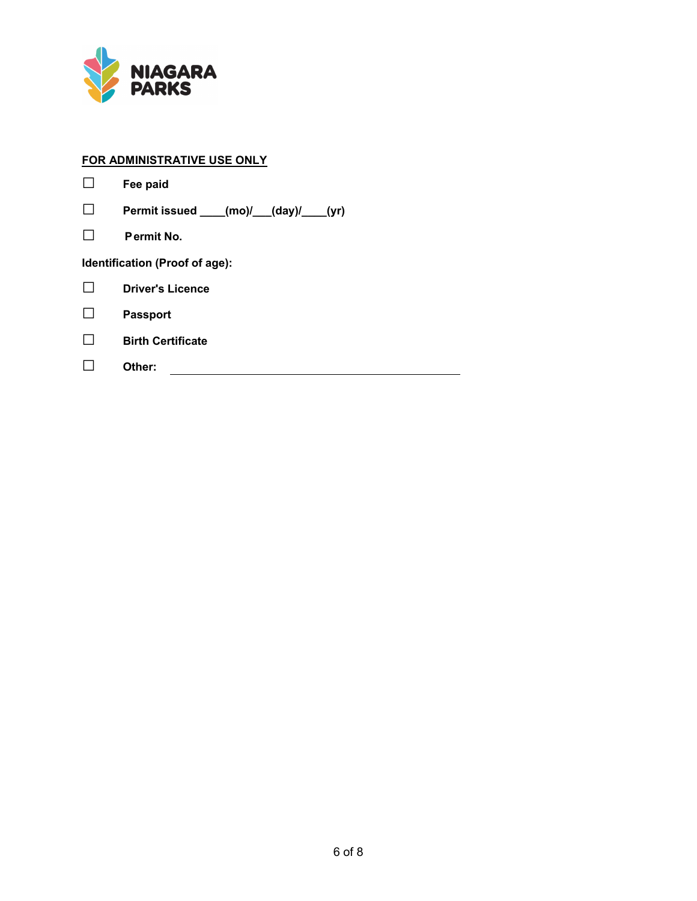**FOR ADMINISTRATIVE USE ONLY**

☐ **Fee paid**

☐ **Permit issued ____(mo)/___(day)/____(yr)**

☐ **Permit No.**

**Identification (Proof of age):**

☐ **Driver's Licence**

☐ **Passport**

☐ **Birth Certificate**

☐ **Other:** ______________________________________________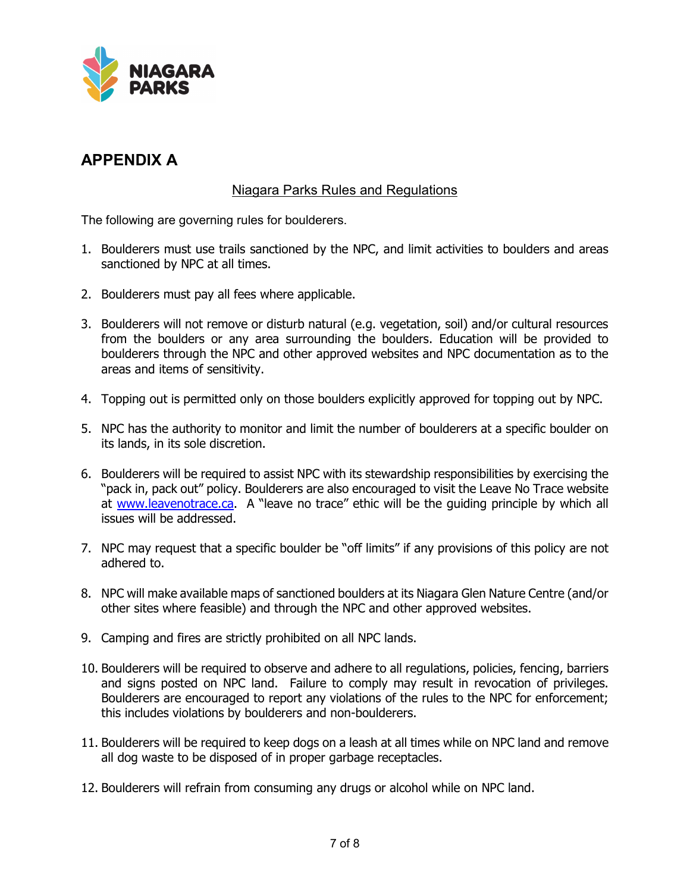## APPENDIX A

Niagara Parks Rules and Regulations

The following are governing rules for boulderers.

1. Boulderers must use trails sanctioned by the NPC, and limit activities to boulders and areas sanctioned by NPC at all times.

2. Boulderers must pay all fees where applicable.

3. Boulderers will not remove or disturb natural (e.g. vegetation, soil) and/or cultural resources from the boulders or any area surrounding the boulders. Education will be provided to boulderers through the NPC and other approved websites and NPC documentation as to the areas and items of sensitivity.

4. Topping out is permitted only on those boulders explicitly approved for topping out by NPC.

5. NPC has the authority to monitor and limit the number of boulderers at a specific boulder on its lands, in its sole discretion.

6. Boulderers will be required to assist NPC with its stewardship responsibilities by exercising the "pack in, pack out" policy. Boulderers are also encouraged to visit the Leave No Trace website at www.leavenotrace.ca. A "leave no trace" ethic will be the guiding principle by which all issues will be addressed.

7. NPC may request that a specific boulder be "off limits" if any provisions of this policy are not adhered to.

8. NPC will make available maps of sanctioned boulders at its Niagara Glen Nature Centre (and/or other sites where feasible) and through the NPC and other approved websites.

9. Camping and fires are strictly prohibited on all NPC lands.

10. Boulderers will be required to observe and adhere to all regulations, policies, fencing, barriers and signs posted on NPC land. Failure to comply may result in revocation of privileges. Boulderers are encouraged to report any violations of the rules to the NPC for enforcement; this includes violations by boulderers and non-boulderers.

11. Boulderers will be required to keep dogs on a leash at all times while on NPC land and remove all dog waste to be disposed of in proper garbage receptacles.

12. Boulderers will refrain from consuming any drugs or alcohol while on NPC land.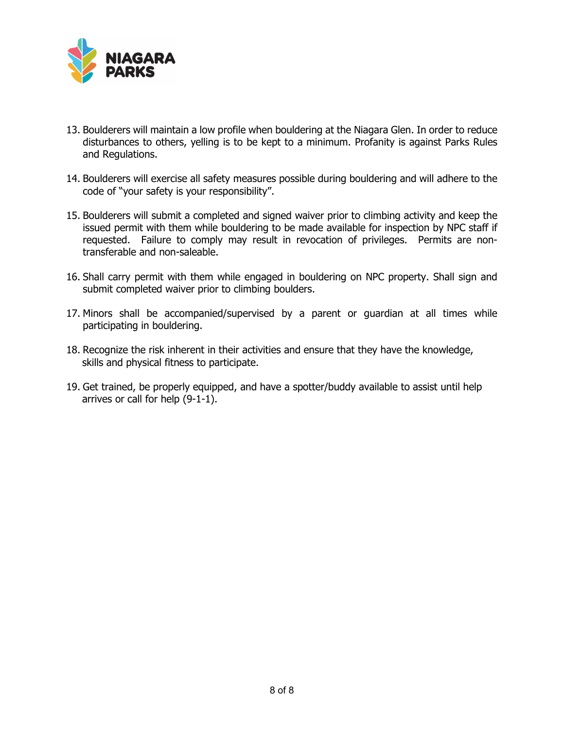13. Boulderers will maintain a low profile when bouldering at the Niagara Glen. In order to reduce disturbances to others, yelling is to be kept to a minimum. Profanity is against Parks Rules and Regulations.

14. Boulderers will exercise all safety measures possible during bouldering and will adhere to the code of "your safety is your responsibility".

15. Boulderers will submit a completed and signed waiver prior to climbing activity and keep the issued permit with them while bouldering to be made available for inspection by NPC staff if requested. Failure to comply may result in revocation of privileges. Permits are non-transferable and non-saleable.

16. Shall carry permit with them while engaged in bouldering on NPC property. Shall sign and submit completed waiver prior to climbing boulders.

17. Minors shall be accompanied/supervised by a parent or guardian at all times while participating in bouldering.

18. Recognize the risk inherent in their activities and ensure that they have the knowledge, skills and physical fitness to participate.

19. Get trained, be properly equipped, and have a spotter/buddy available to assist until help arrives or call for help (9-1-1).